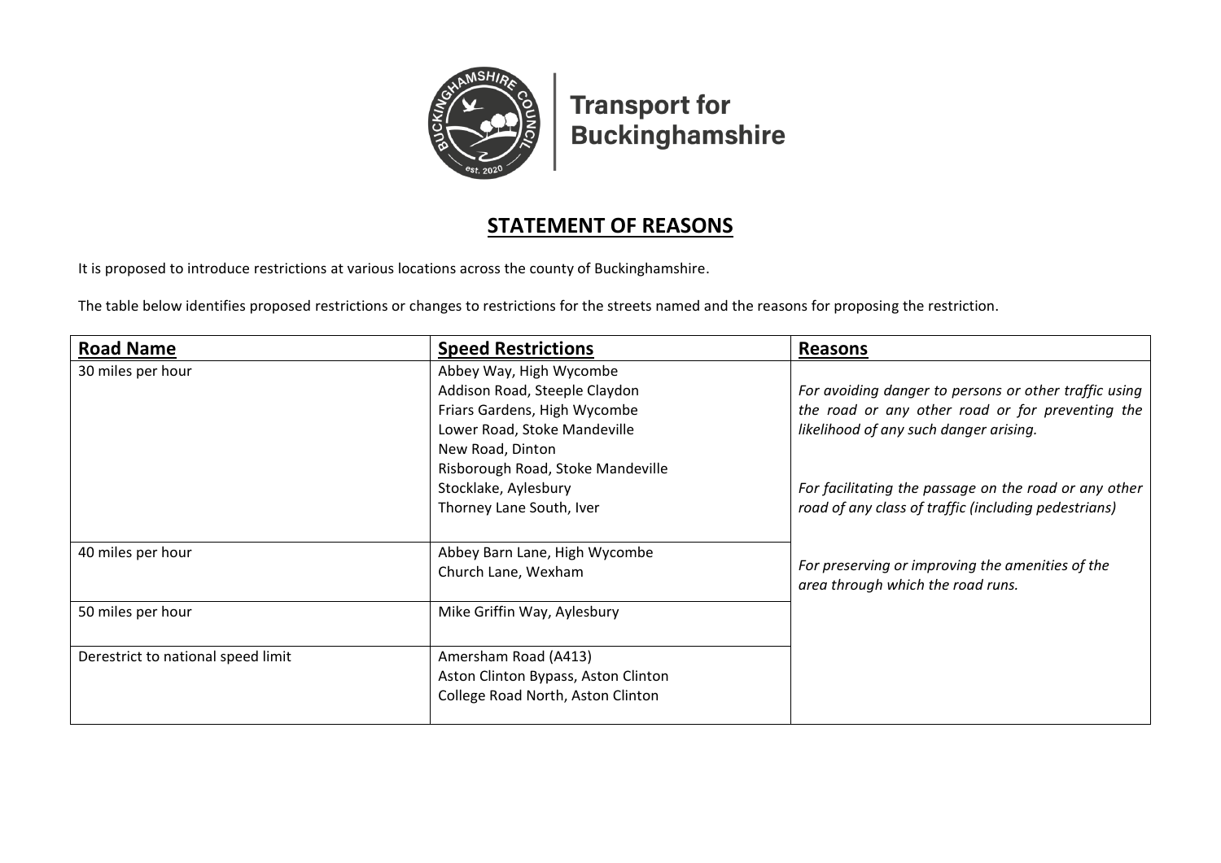Transport for Buckinghamshire

# STATEMENT OF REASONS

It is proposed to introduce restrictions at various locations across the county of Buckinghamshire.

The table below identifies proposed restrictions or changes to restrictions for the streets named and the reasons for proposing the restriction.

| **Road Name** | **Speed Restrictions** | **Reasons** |
|---|---|---|
| 30 miles per hour | Abbey Way, High Wycombe<br>Addison Road, Steeple Claydon<br>Friars Gardens, High Wycombe<br>Lower Road, Stoke Mandeville<br>New Road, Dinton<br>Risborough Road, Stoke Mandeville<br>Stocklake, Aylesbury<br>Thorney Lane South, Iver | *For avoiding danger to persons or other traffic using the road or any other road or for preventing the likelihood of any such danger arising.*<br><br>*For facilitating the passage on the road or any other road of any class of traffic (including pedestrians)*<br><br>*For preserving or improving the amenities of the area through which the road runs.* |
| 40 miles per hour | Abbey Barn Lane, High Wycombe<br>Church Lane, Wexham | |
| 50 miles per hour | Mike Griffin Way, Aylesbury | |
| Derestrict to national speed limit | Amersham Road (A413)<br>Aston Clinton Bypass, Aston Clinton<br>College Road North, Aston Clinton | |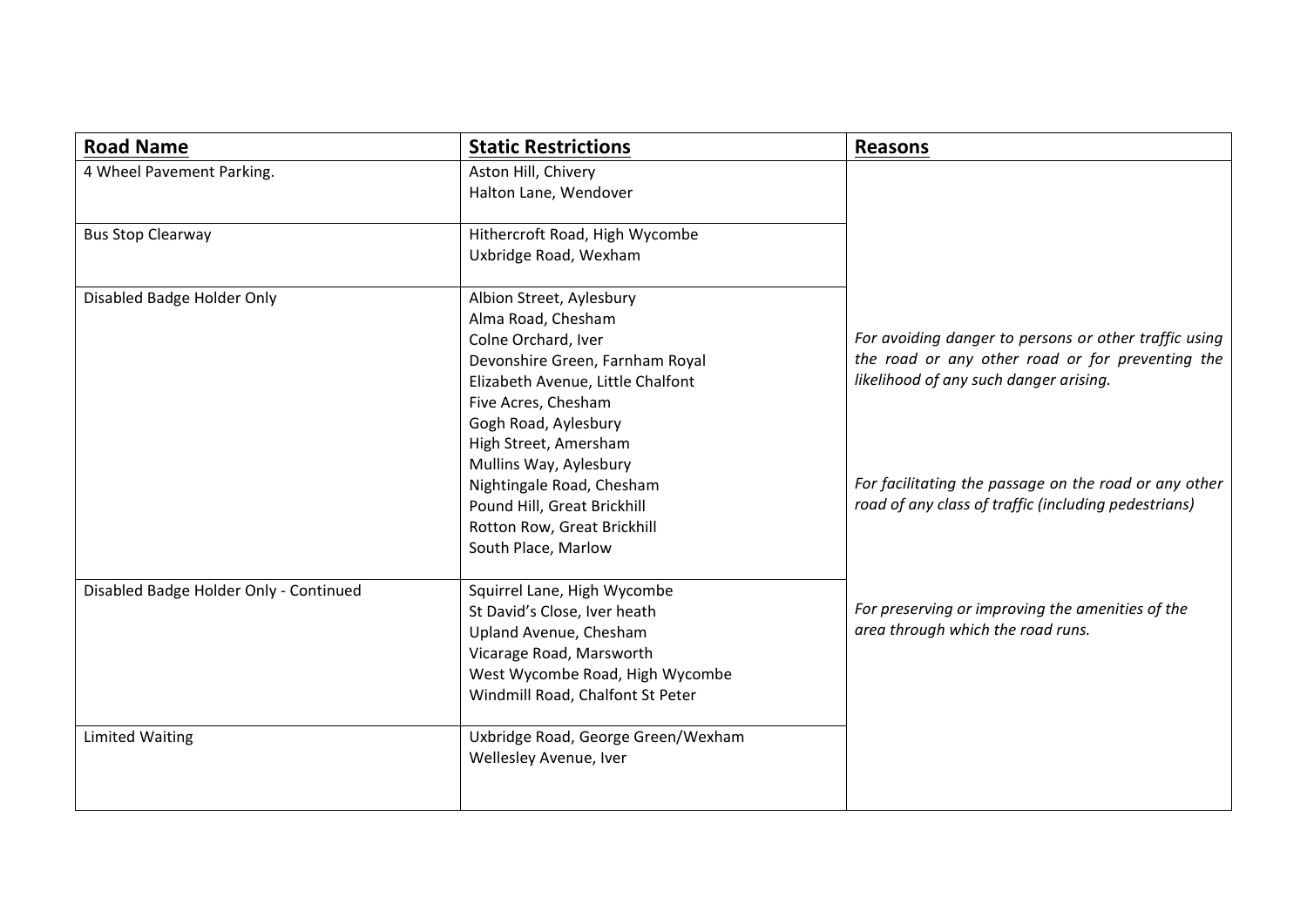| Road Name | Static Restrictions | Reasons |
|---|---|---|
| 4 Wheel Pavement Parking. | Aston Hill, Chivery<br>Halton Lane, Wendover | *For avoiding danger to persons or other traffic using the road or any other road or for preventing the likelihood of any such danger arising.*<br><br>*For facilitating the passage on the road or any other road of any class of traffic (including pedestrians)*<br><br>*For preserving or improving the amenities of the area through which the road runs.* |
| Bus Stop Clearway | Hithercroft Road, High Wycombe<br>Uxbridge Road, Wexham | |
| Disabled Badge Holder Only | Albion Street, Aylesbury<br>Alma Road, Chesham<br>Colne Orchard, Iver<br>Devonshire Green, Farnham Royal<br>Elizabeth Avenue, Little Chalfont<br>Five Acres, Chesham<br>Gogh Road, Aylesbury<br>High Street, Amersham<br>Mullins Way, Aylesbury<br>Nightingale Road, Chesham<br>Pound Hill, Great Brickhill<br>Rotton Row, Great Brickhill<br>South Place, Marlow | |
| Disabled Badge Holder Only - Continued | Squirrel Lane, High Wycombe<br>St David's Close, Iver heath<br>Upland Avenue, Chesham<br>Vicarage Road, Marsworth<br>West Wycombe Road, High Wycombe<br>Windmill Road, Chalfont St Peter | |
| Limited Waiting | Uxbridge Road, George Green/Wexham<br>Wellesley Avenue, Iver | |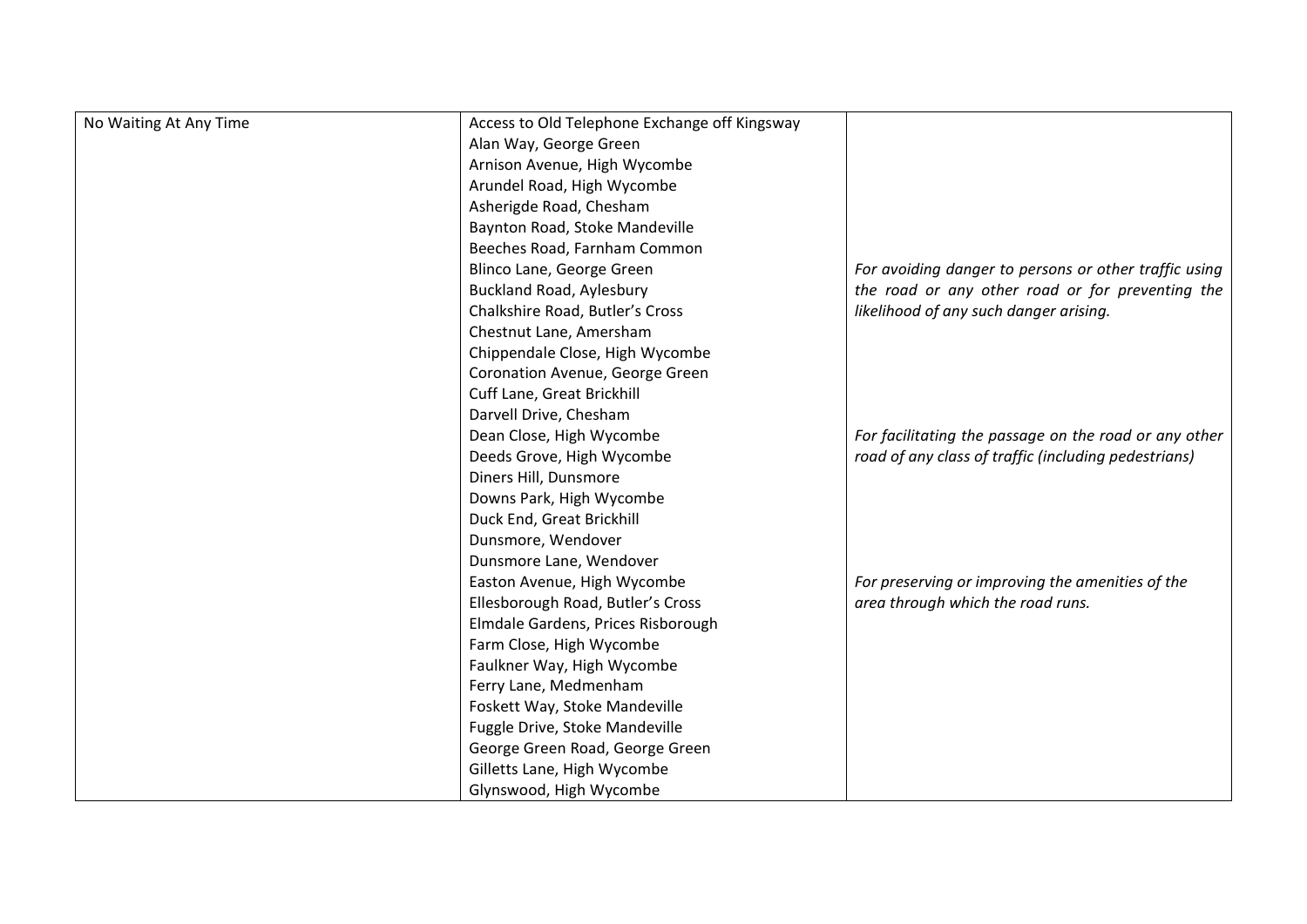| | | |
|---|---|---|
| No Waiting At Any Time | Access to Old Telephone Exchange off Kingsway<br>Alan Way, George Green<br>Arnison Avenue, High Wycombe<br>Arundel Road, High Wycombe<br>Asherigde Road, Chesham<br>Baynton Road, Stoke Mandeville<br>Beeches Road, Farnham Common<br>Blinco Lane, George Green<br>Buckland Road, Aylesbury<br>Chalkshire Road, Butler's Cross<br>Chestnut Lane, Amersham<br>Chippendale Close, High Wycombe<br>Coronation Avenue, George Green<br>Cuff Lane, Great Brickhill<br>Darvell Drive, Chesham<br>Dean Close, High Wycombe<br>Deeds Grove, High Wycombe<br>Diners Hill, Dunsmore<br>Downs Park, High Wycombe<br>Duck End, Great Brickhill<br>Dunsmore, Wendover<br>Dunsmore Lane, Wendover<br>Easton Avenue, High Wycombe<br>Ellesborough Road, Butler's Cross<br>Elmdale Gardens, Prices Risborough<br>Farm Close, High Wycombe<br>Faulkner Way, High Wycombe<br>Ferry Lane, Medmenham<br>Foskett Way, Stoke Mandeville<br>Fuggle Drive, Stoke Mandeville<br>George Green Road, George Green<br>Gilletts Lane, High Wycombe<br>Glynswood, High Wycombe | *For avoiding danger to persons or other traffic using the road or any other road or for preventing the likelihood of any such danger arising.*<br><br>*For facilitating the passage on the road or any other road of any class of traffic (including pedestrians)*<br><br>*For preserving or improving the amenities of the area through which the road runs.* |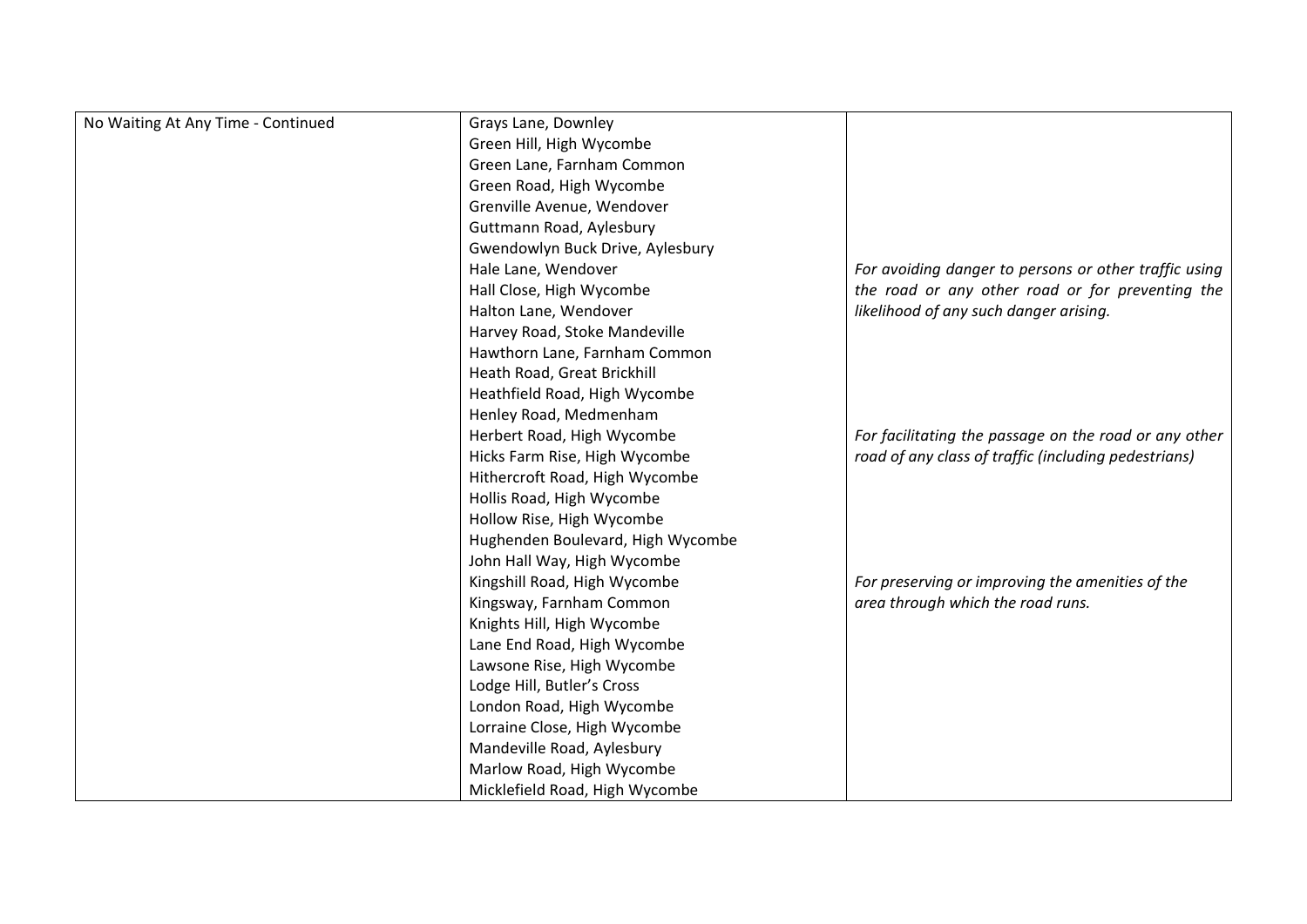| | | |
|---|---|---|
| No Waiting At Any Time - Continued | Grays Lane, Downley<br>Green Hill, High Wycombe<br>Green Lane, Farnham Common<br>Green Road, High Wycombe<br>Grenville Avenue, Wendover<br>Guttmann Road, Aylesbury<br>Gwendowlyn Buck Drive, Aylesbury<br>Hale Lane, Wendover<br>Hall Close, High Wycombe<br>Halton Lane, Wendover<br>Harvey Road, Stoke Mandeville<br>Hawthorn Lane, Farnham Common<br>Heath Road, Great Brickhill<br>Heathfield Road, High Wycombe<br>Henley Road, Medmenham<br>Herbert Road, High Wycombe<br>Hicks Farm Rise, High Wycombe<br>Hithercroft Road, High Wycombe<br>Hollis Road, High Wycombe<br>Hollow Rise, High Wycombe<br>Hughenden Boulevard, High Wycombe<br>John Hall Way, High Wycombe<br>Kingshill Road, High Wycombe<br>Kingsway, Farnham Common<br>Knights Hill, High Wycombe<br>Lane End Road, High Wycombe<br>Lawsone Rise, High Wycombe<br>Lodge Hill, Butler's Cross<br>London Road, High Wycombe<br>Lorraine Close, High Wycombe<br>Mandeville Road, Aylesbury<br>Marlow Road, High Wycombe<br>Micklefield Road, High Wycombe | *For avoiding danger to persons or other traffic using the road or any other road or for preventing the likelihood of any such danger arising.*<br><br>*For facilitating the passage on the road or any other road of any class of traffic (including pedestrians)*<br><br>*For preserving or improving the amenities of the area through which the road runs.* |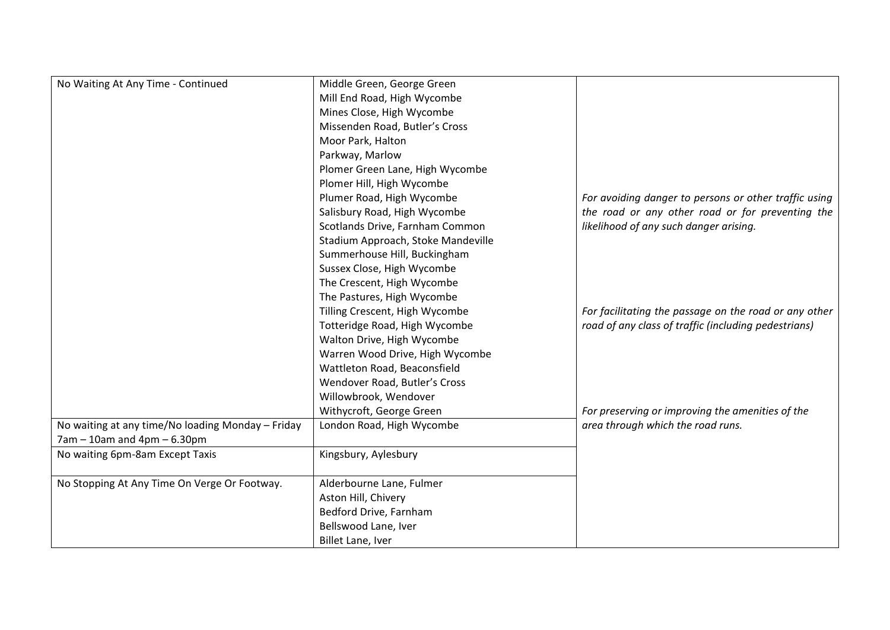| No Waiting At Any Time - Continued | Middle Green, George Green<br>Mill End Road, High Wycombe<br>Mines Close, High Wycombe<br>Missenden Road, Butler's Cross<br>Moor Park, Halton<br>Parkway, Marlow<br>Plomer Green Lane, High Wycombe<br>Plomer Hill, High Wycombe<br>Plumer Road, High Wycombe<br>Salisbury Road, High Wycombe<br>Scotlands Drive, Farnham Common<br>Stadium Approach, Stoke Mandeville<br>Summerhouse Hill, Buckingham<br>Sussex Close, High Wycombe<br>The Crescent, High Wycombe<br>The Pastures, High Wycombe<br>Tilling Crescent, High Wycombe<br>Totteridge Road, High Wycombe<br>Walton Drive, High Wycombe<br>Warren Wood Drive, High Wycombe<br>Wattleton Road, Beaconsfield<br>Wendover Road, Butler's Cross<br>Willowbrook, Wendover<br>Withycroft, George Green | *For avoiding danger to persons or other traffic using the road or any other road or for preventing the likelihood of any such danger arising.*<br><br>*For facilitating the passage on the road or any other road of any class of traffic (including pedestrians)*<br><br>*For preserving or improving the amenities of the area through which the road runs.* |
|---|---|---|
| No waiting at any time/No loading Monday – Friday 7am – 10am and 4pm – 6.30pm | London Road, High Wycombe | |
| No waiting 6pm-8am Except Taxis | Kingsbury, Aylesbury | |
| No Stopping At Any Time On Verge Or Footway. | Alderbourne Lane, Fulmer<br>Aston Hill, Chivery<br>Bedford Drive, Farnham<br>Bellswood Lane, Iver<br>Billet Lane, Iver | |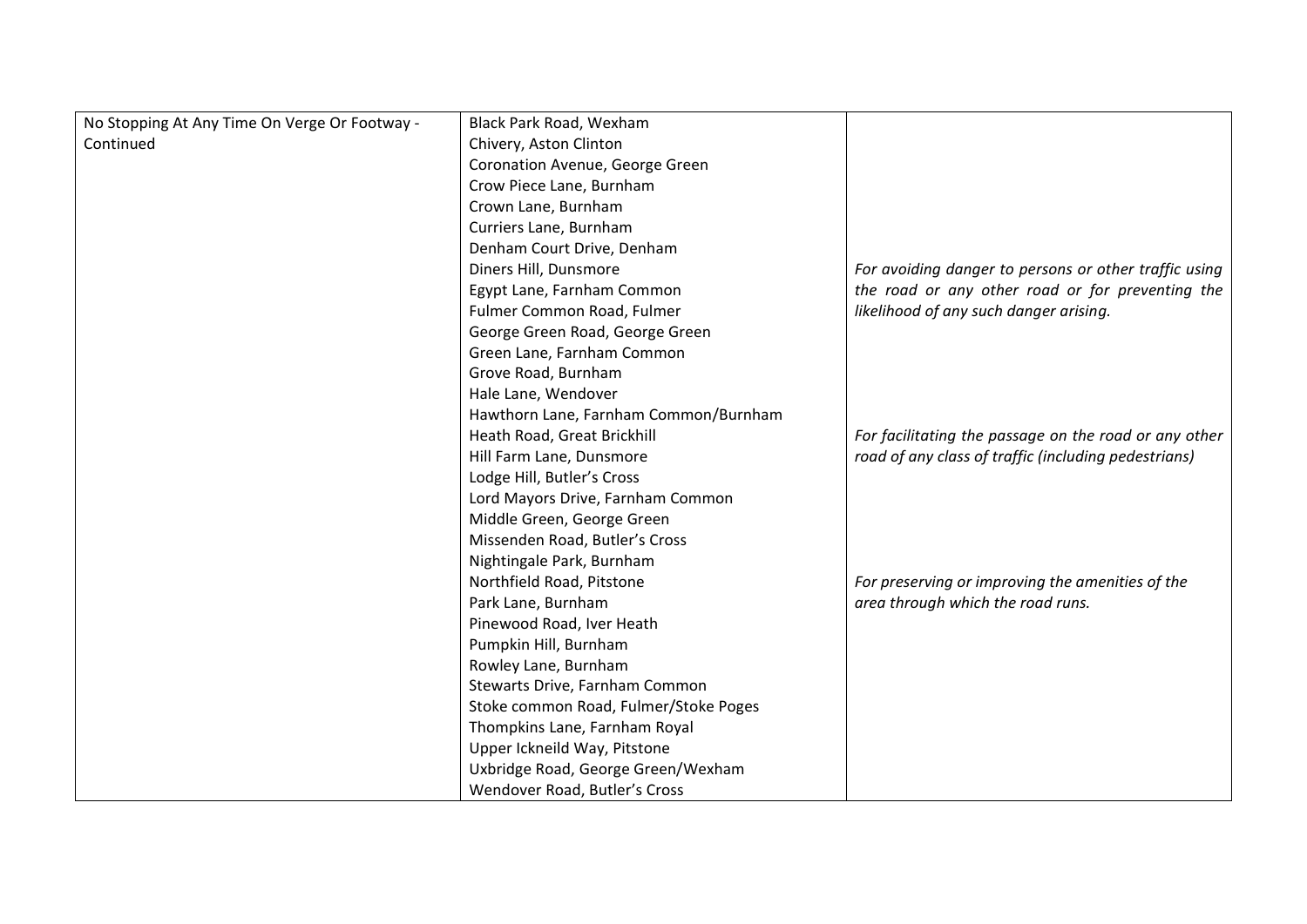| | | |
|---|---|---|
| No Stopping At Any Time On Verge Or Footway - Continued | Black Park Road, Wexham<br>Chivery, Aston Clinton<br>Coronation Avenue, George Green<br>Crow Piece Lane, Burnham<br>Crown Lane, Burnham<br>Curriers Lane, Burnham<br>Denham Court Drive, Denham<br>Diners Hill, Dunsmore<br>Egypt Lane, Farnham Common<br>Fulmer Common Road, Fulmer<br>George Green Road, George Green<br>Green Lane, Farnham Common<br>Grove Road, Burnham<br>Hale Lane, Wendover<br>Hawthorn Lane, Farnham Common/Burnham<br>Heath Road, Great Brickhill<br>Hill Farm Lane, Dunsmore<br>Lodge Hill, Butler's Cross<br>Lord Mayors Drive, Farnham Common<br>Middle Green, George Green<br>Missenden Road, Butler's Cross<br>Nightingale Park, Burnham<br>Northfield Road, Pitstone<br>Park Lane, Burnham<br>Pinewood Road, Iver Heath<br>Pumpkin Hill, Burnham<br>Rowley Lane, Burnham<br>Stewarts Drive, Farnham Common<br>Stoke common Road, Fulmer/Stoke Poges<br>Thompkins Lane, Farnham Royal<br>Upper Ickneild Way, Pitstone<br>Uxbridge Road, George Green/Wexham<br>Wendover Road, Butler's Cross | *For avoiding danger to persons or other traffic using the road or any other road or for preventing the likelihood of any such danger arising.*<br><br>*For facilitating the passage on the road or any other road of any class of traffic (including pedestrians)*<br><br>*For preserving or improving the amenities of the area through which the road runs.* |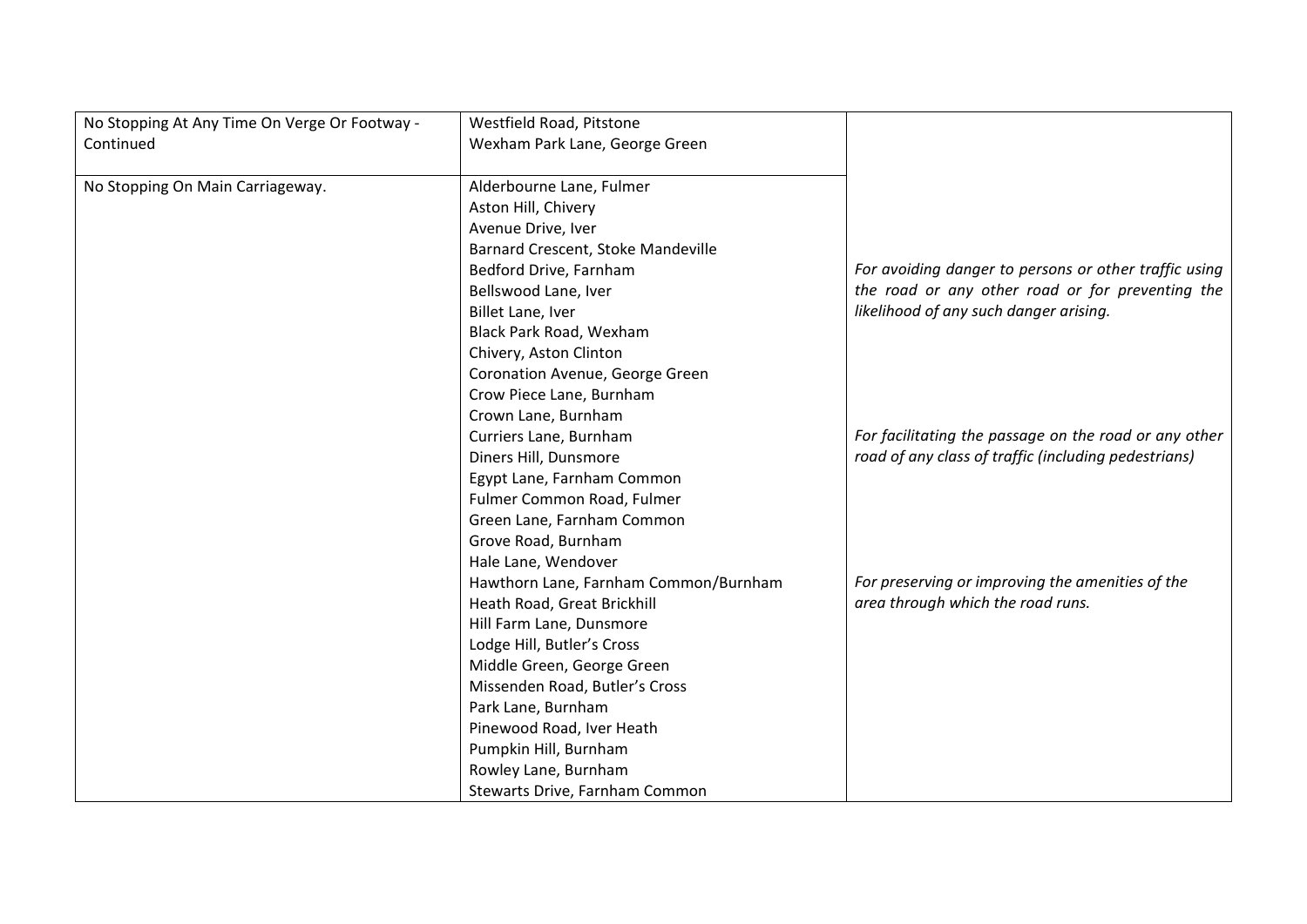| | | |
|---|---|---|
| No Stopping At Any Time On Verge Or Footway - Continued | Westfield Road, Pitstone<br>Wexham Park Lane, George Green | |
| No Stopping On Main Carriageway. | Alderbourne Lane, Fulmer<br>Aston Hill, Chivery<br>Avenue Drive, Iver<br>Barnard Crescent, Stoke Mandeville<br>Bedford Drive, Farnham<br>Bellswood Lane, Iver<br>Billet Lane, Iver<br>Black Park Road, Wexham<br>Chivery, Aston Clinton<br>Coronation Avenue, George Green<br>Crow Piece Lane, Burnham<br>Crown Lane, Burnham<br>Curriers Lane, Burnham<br>Diners Hill, Dunsmore<br>Egypt Lane, Farnham Common<br>Fulmer Common Road, Fulmer<br>Green Lane, Farnham Common<br>Grove Road, Burnham<br>Hale Lane, Wendover<br>Hawthorn Lane, Farnham Common/Burnham<br>Heath Road, Great Brickhill<br>Hill Farm Lane, Dunsmore<br>Lodge Hill, Butler's Cross<br>Middle Green, George Green<br>Missenden Road, Butler's Cross<br>Park Lane, Burnham<br>Pinewood Road, Iver Heath<br>Pumpkin Hill, Burnham<br>Rowley Lane, Burnham<br>Stewarts Drive, Farnham Common | *For avoiding danger to persons or other traffic using the road or any other road or for preventing the likelihood of any such danger arising.*<br><br>*For facilitating the passage on the road or any other road of any class of traffic (including pedestrians)*<br><br>*For preserving or improving the amenities of the area through which the road runs.* |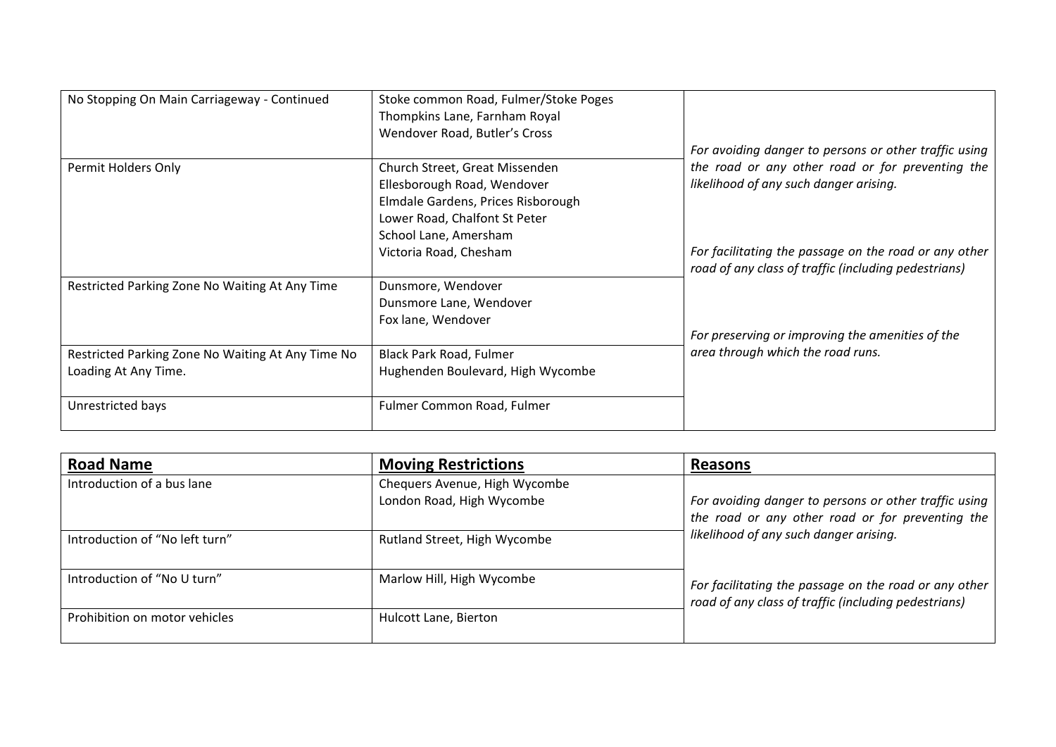| | | |
|---|---|---|
| No Stopping On Main Carriageway - Continued | Stoke common Road, Fulmer/Stoke Poges<br>Thompkins Lane, Farnham Royal<br>Wendover Road, Butler's Cross | *For avoiding danger to persons or other traffic using the road or any other road or for preventing the likelihood of any such danger arising.*<br><br>*For facilitating the passage on the road or any other road of any class of traffic (including pedestrians)*<br><br>*For preserving or improving the amenities of the area through which the road runs.* |
| Permit Holders Only | Church Street, Great Missenden<br>Ellesborough Road, Wendover<br>Elmdale Gardens, Prices Risborough<br>Lower Road, Chalfont St Peter<br>School Lane, Amersham<br>Victoria Road, Chesham | |
| Restricted Parking Zone No Waiting At Any Time | Dunsmore, Wendover<br>Dunsmore Lane, Wendover<br>Fox lane, Wendover | |
| Restricted Parking Zone No Waiting At Any Time No Loading At Any Time. | Black Park Road, Fulmer<br>Hughenden Boulevard, High Wycombe | |
| Unrestricted bays | Fulmer Common Road, Fulmer | |

| **Road Name** | **Moving Restrictions** | **Reasons** |
|---|---|---|
| Introduction of a bus lane | Chequers Avenue, High Wycombe<br>London Road, High Wycombe | *For avoiding danger to persons or other traffic using the road or any other road or for preventing the likelihood of any such danger arising.*<br><br>*For facilitating the passage on the road or any other road of any class of traffic (including pedestrians)* |
| Introduction of "No left turn" | Rutland Street, High Wycombe | |
| Introduction of "No U turn" | Marlow Hill, High Wycombe | |
| Prohibition on motor vehicles | Hulcott Lane, Bierton | |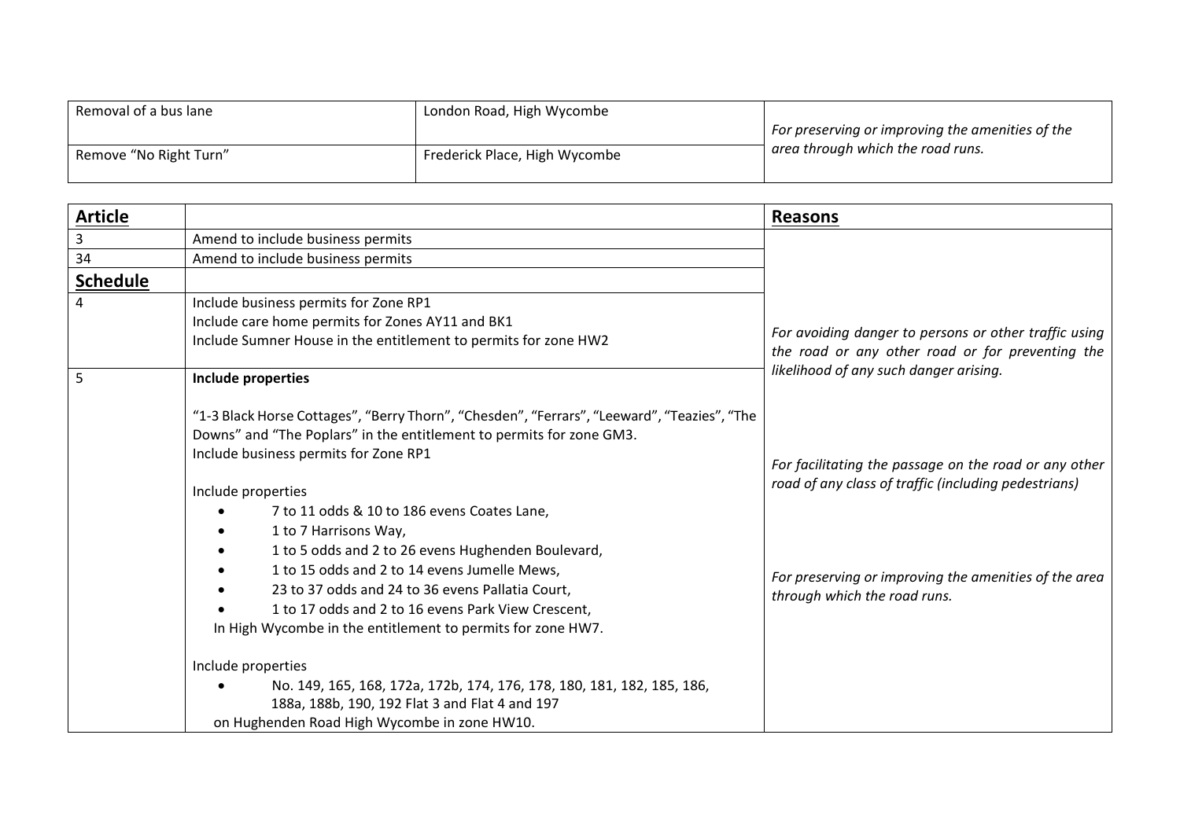| | | |
|---|---|---|
| Removal of a bus lane | London Road, High Wycombe | *For preserving or improving the amenities of the area through which the road runs.* |
| Remove "No Right Turn" | Frederick Place, High Wycombe | |

| **Article** | | **Reasons** |
|---|---|---|
| 3 | Amend to include business permits | *For avoiding danger to persons or other traffic using the road or any other road or for preventing the likelihood of any such danger arising.*<br><br>*For facilitating the passage on the road or any other road of any class of traffic (including pedestrians)*<br><br>*For preserving or improving the amenities of the area through which the road runs.* |
| 34 | Amend to include business permits | |
| **Schedule** | | |
| 4 | Include business permits for Zone RP1<br>Include care home permits for Zones AY11 and BK1<br>Include Sumner House in the entitlement to permits for zone HW2 | |
| 5 | **Include properties**<br><br>"1-3 Black Horse Cottages", "Berry Thorn", "Chesden", "Ferrars", "Leeward", "Teazies", "The Downs" and "The Poplars" in the entitlement to permits for zone GM3.<br>Include business permits for Zone RP1<br><br>Include properties<br>• 7 to 11 odds & 10 to 186 evens Coates Lane,<br>• 1 to 7 Harrisons Way,<br>• 1 to 5 odds and 2 to 26 evens Hughenden Boulevard,<br>• 1 to 15 odds and 2 to 14 evens Jumelle Mews,<br>• 23 to 37 odds and 24 to 36 evens Pallatia Court,<br>• 1 to 17 odds and 2 to 16 evens Park View Crescent,<br>In High Wycombe in the entitlement to permits for zone HW7.<br><br>Include properties<br>• No. 149, 165, 168, 172a, 172b, 174, 176, 178, 180, 181, 182, 185, 186, 188a, 188b, 190, 192 Flat 3 and Flat 4 and 197<br>on Hughenden Road High Wycombe in zone HW10. | |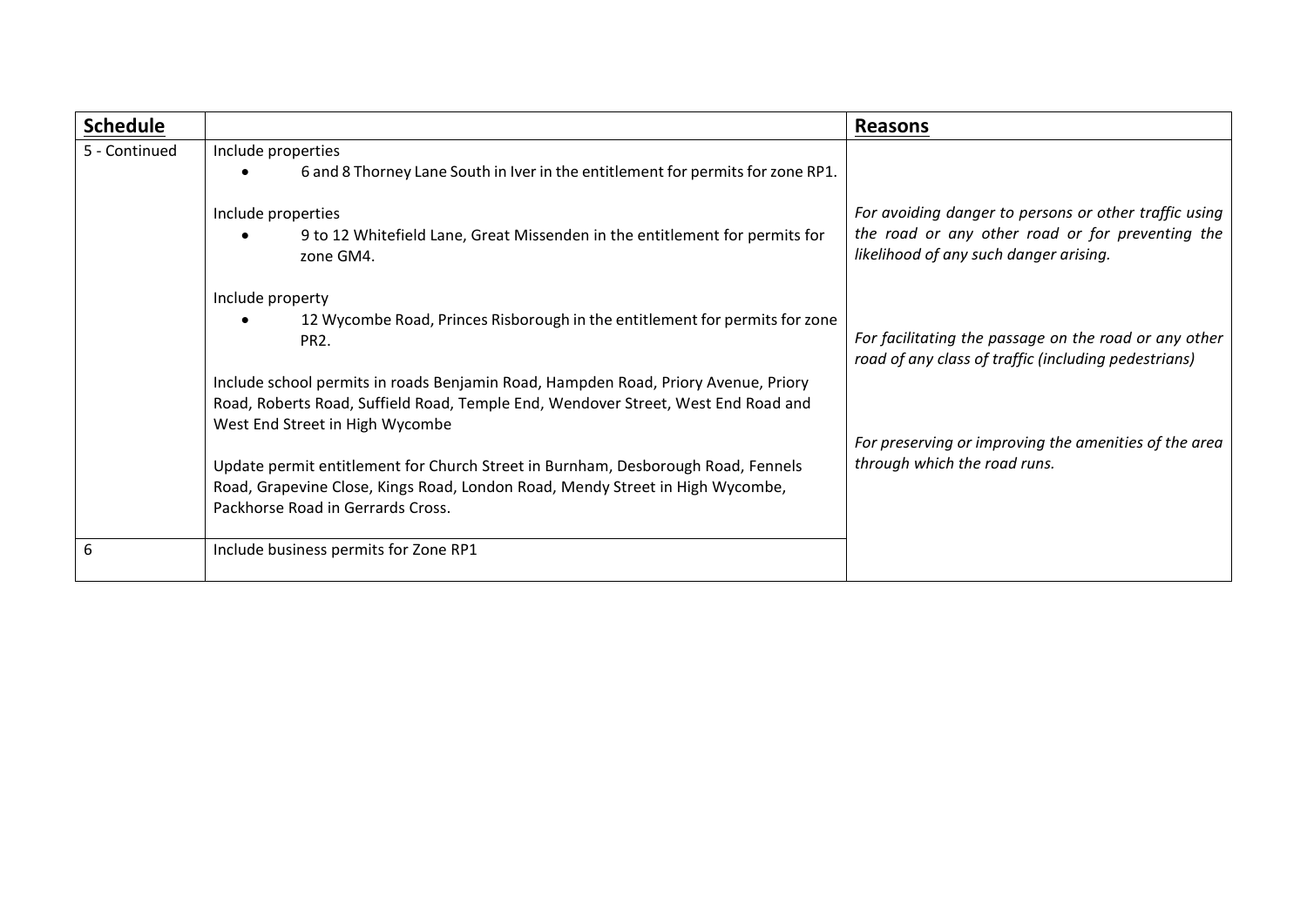| **Schedule** | | **Reasons** |
|---|---|---|
| 5 - Continued | Include properties<br>• 6 and 8 Thorney Lane South in Iver in the entitlement for permits for zone RP1.<br><br>Include properties<br>• 9 to 12 Whitefield Lane, Great Missenden in the entitlement for permits for zone GM4.<br><br>Include property<br>• 12 Wycombe Road, Princes Risborough in the entitlement for permits for zone PR2.<br><br>Include school permits in roads Benjamin Road, Hampden Road, Priory Avenue, Priory Road, Roberts Road, Suffield Road, Temple End, Wendover Street, West End Road and West End Street in High Wycombe<br><br>Update permit entitlement for Church Street in Burnham, Desborough Road, Fennels Road, Grapevine Close, Kings Road, London Road, Mendy Street in High Wycombe, Packhorse Road in Gerrards Cross. | *For avoiding danger to persons or other traffic using the road or any other road or for preventing the likelihood of any such danger arising.*<br><br>*For facilitating the passage on the road or any other road of any class of traffic (including pedestrians)*<br><br>*For preserving or improving the amenities of the area through which the road runs.* |
| 6 | Include business permits for Zone RP1 | |